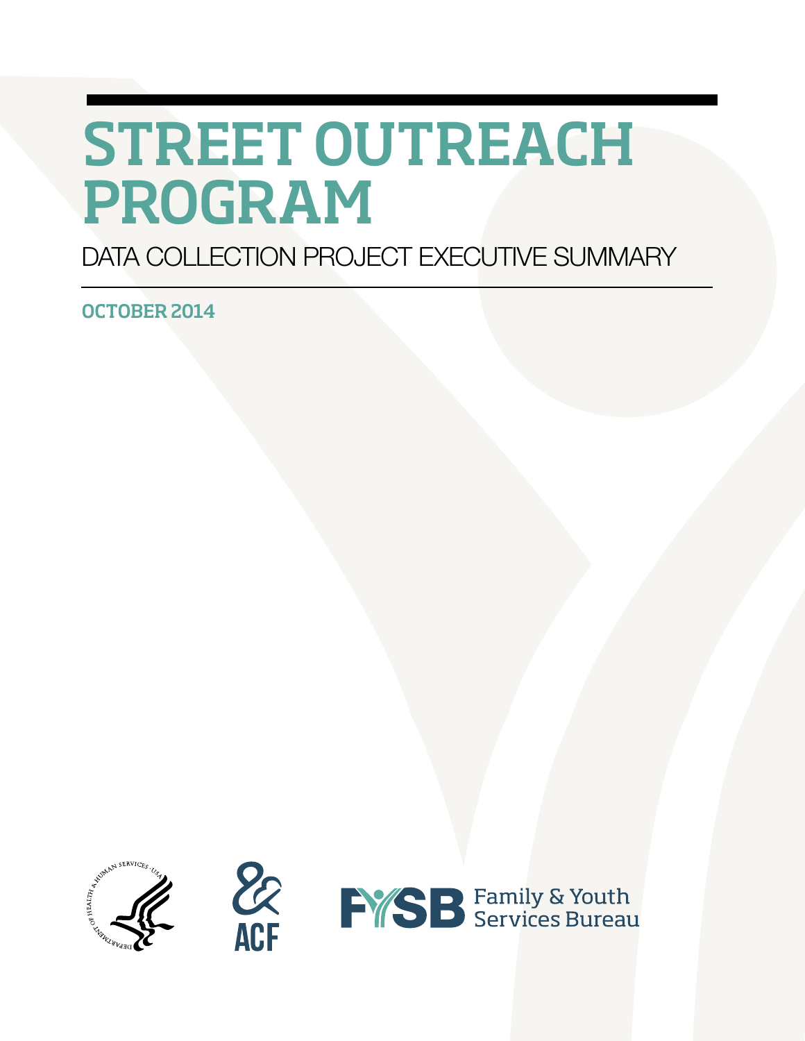# STREET OUTREACH PROGRAM

## DATA COLLECTION PROJECT EXECUTIVE SUMMARY

**OCTOBER 2014**

FYSB Family & Youth Services Bureau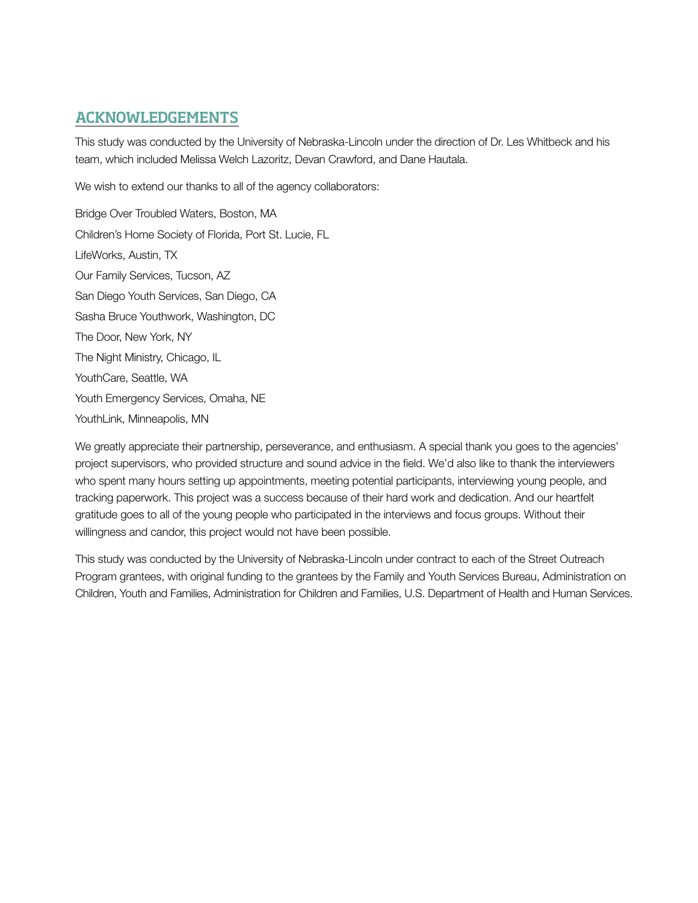## ACKNOWLEDGEMENTS

This study was conducted by the University of Nebraska-Lincoln under the direction of Dr. Les Whitbeck and his team, which included Melissa Welch Lazoritz, Devan Crawford, and Dane Hautala.

We wish to extend our thanks to all of the agency collaborators:

Bridge Over Troubled Waters, Boston, MA

Children's Home Society of Florida, Port St. Lucie, FL

LifeWorks, Austin, TX

Our Family Services, Tucson, AZ

San Diego Youth Services, San Diego, CA

Sasha Bruce Youthwork, Washington, DC

The Door, New York, NY

The Night Ministry, Chicago, IL

YouthCare, Seattle, WA

Youth Emergency Services, Omaha, NE

YouthLink, Minneapolis, MN

We greatly appreciate their partnership, perseverance, and enthusiasm. A special thank you goes to the agencies' project supervisors, who provided structure and sound advice in the field. We'd also like to thank the interviewers who spent many hours setting up appointments, meeting potential participants, interviewing young people, and tracking paperwork. This project was a success because of their hard work and dedication. And our heartfelt gratitude goes to all of the young people who participated in the interviews and focus groups. Without their willingness and candor, this project would not have been possible.

This study was conducted by the University of Nebraska-Lincoln under contract to each of the Street Outreach Program grantees, with original funding to the grantees by the Family and Youth Services Bureau, Administration on Children, Youth and Families, Administration for Children and Families, U.S. Department of Health and Human Services.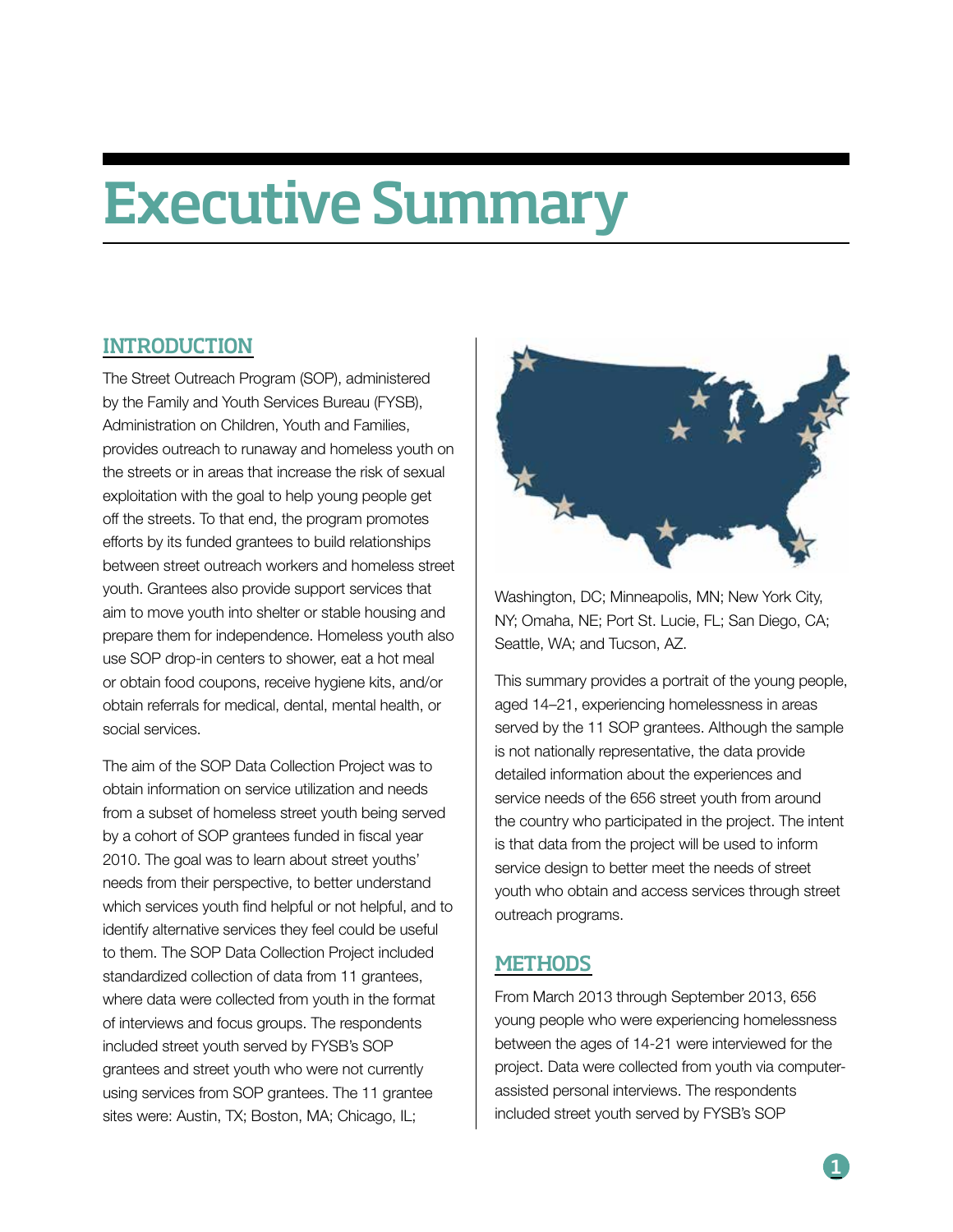# Executive Summary

## INTRODUCTION

The Street Outreach Program (SOP), administered by the Family and Youth Services Bureau (FYSB), Administration on Children, Youth and Families, provides outreach to runaway and homeless youth on the streets or in areas that increase the risk of sexual exploitation with the goal to help young people get off the streets. To that end, the program promotes efforts by its funded grantees to build relationships between street outreach workers and homeless street youth. Grantees also provide support services that aim to move youth into shelter or stable housing and prepare them for independence. Homeless youth also use SOP drop-in centers to shower, eat a hot meal or obtain food coupons, receive hygiene kits, and/or obtain referrals for medical, dental, mental health, or social services.

The aim of the SOP Data Collection Project was to obtain information on service utilization and needs from a subset of homeless street youth being served by a cohort of SOP grantees funded in fiscal year 2010. The goal was to learn about street youths' needs from their perspective, to better understand which services youth find helpful or not helpful, and to identify alternative services they feel could be useful to them. The SOP Data Collection Project included standardized collection of data from 11 grantees, where data were collected from youth in the format of interviews and focus groups. The respondents included street youth served by FYSB's SOP grantees and street youth who were not currently using services from SOP grantees. The 11 grantee sites were: Austin, TX; Boston, MA; Chicago, IL; Washington, DC; Minneapolis, MN; New York City, NY; Omaha, NE; Port St. Lucie, FL; San Diego, CA; Seattle, WA; and Tucson, AZ.

This summary provides a portrait of the young people, aged 14–21, experiencing homelessness in areas served by the 11 SOP grantees. Although the sample is not nationally representative, the data provide detailed information about the experiences and service needs of the 656 street youth from around the country who participated in the project. The intent is that data from the project will be used to inform service design to better meet the needs of street youth who obtain and access services through street outreach programs.

## METHODS

From March 2013 through September 2013, 656 young people who were experiencing homelessness between the ages of 14-21 were interviewed for the project. Data were collected from youth via computer-assisted personal interviews. The respondents included street youth served by FYSB's SOP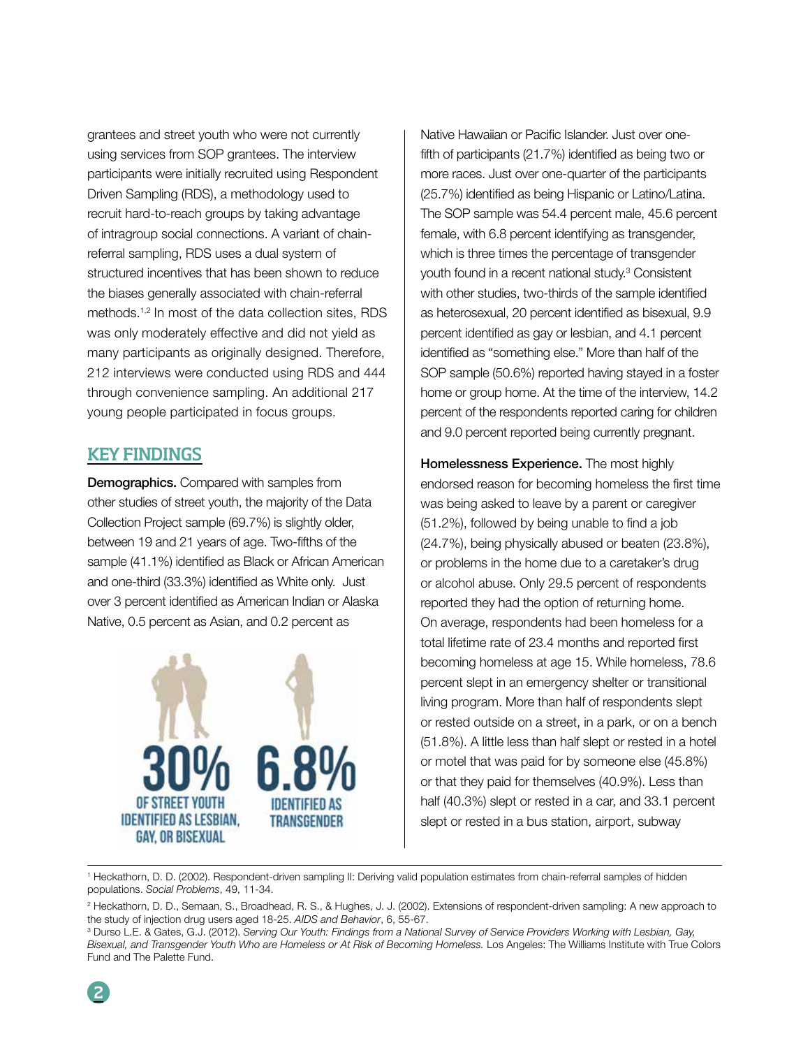grantees and street youth who were not currently using services from SOP grantees. The interview participants were initially recruited using Respondent Driven Sampling (RDS), a methodology used to recruit hard-to-reach groups by taking advantage of intragroup social connections. A variant of chain-referral sampling, RDS uses a dual system of structured incentives that has been shown to reduce the biases generally associated with chain-referral methods.[1,2] In most of the data collection sites, RDS was only moderately effective and did not yield as many participants as originally designed. Therefore, 212 interviews were conducted using RDS and 444 through convenience sampling. An additional 217 young people participated in focus groups.

## KEY FINDINGS

**Demographics.** Compared with samples from other studies of street youth, the majority of the Data Collection Project sample (69.7%) is slightly older, between 19 and 21 years of age. Two-fifths of the sample (41.1%) identified as Black or African American and one-third (33.3%) identified as White only. Just over 3 percent identified as American Indian or Alaska Native, 0.5 percent as Asian, and 0.2 percent as Native Hawaiian or Pacific Islander. Just over one-fifth of participants (21.7%) identified as being two or more races. Just over one-quarter of the participants (25.7%) identified as being Hispanic or Latino/Latina. The SOP sample was 54.4 percent male, 45.6 percent female, with 6.8 percent identifying as transgender, which is three times the percentage of transgender youth found in a recent national study.[3] Consistent with other studies, two-thirds of the sample identified as heterosexual, 20 percent identified as bisexual, 9.9 percent identified as gay or lesbian, and 4.1 percent identified as "something else." More than half of the SOP sample (50.6%) reported having stayed in a foster home or group home. At the time of the interview, 14.2 percent of the respondents reported caring for children and 9.0 percent reported being currently pregnant.

30% OF STREET YOUTH IDENTIFIED AS LESBIAN, GAY, OR BISEXUAL

6.8% IDENTIFIED AS TRANSGENDER

**Homelessness Experience.** The most highly endorsed reason for becoming homeless the first time was being asked to leave by a parent or caregiver (51.2%), followed by being unable to find a job (24.7%), being physically abused or beaten (23.8%), or problems in the home due to a caretaker's drug or alcohol abuse. Only 29.5 percent of respondents reported they had the option of returning home. On average, respondents had been homeless for a total lifetime rate of 23.4 months and reported first becoming homeless at age 15. While homeless, 78.6 percent slept in an emergency shelter or transitional living program. More than half of respondents slept or rested outside on a street, in a park, or on a bench (51.8%). A little less than half slept or rested in a hotel or motel that was paid for by someone else (45.8%) or that they paid for themselves (40.9%). Less than half (40.3%) slept or rested in a car, and 33.1 percent slept or rested in a bus station, airport, subway

---

[1] Heckathorn, D. D. (2002). Respondent-driven sampling II: Deriving valid population estimates from chain-referral samples of hidden populations. *Social Problems*, 49, 11-34.

[2] Heckathorn, D. D., Semaan, S., Broadhead, R. S., & Hughes, J. J. (2002). Extensions of respondent-driven sampling: A new approach to the study of injection drug users aged 18-25. *AIDS and Behavior*, 6, 55-67.

[3] Durso L.E. & Gates, G.J. (2012). *Serving Our Youth: Findings from a National Survey of Service Providers Working with Lesbian, Gay, Bisexual, and Transgender Youth Who are Homeless or At Risk of Becoming Homeless.* Los Angeles: The Williams Institute with True Colors Fund and The Palette Fund.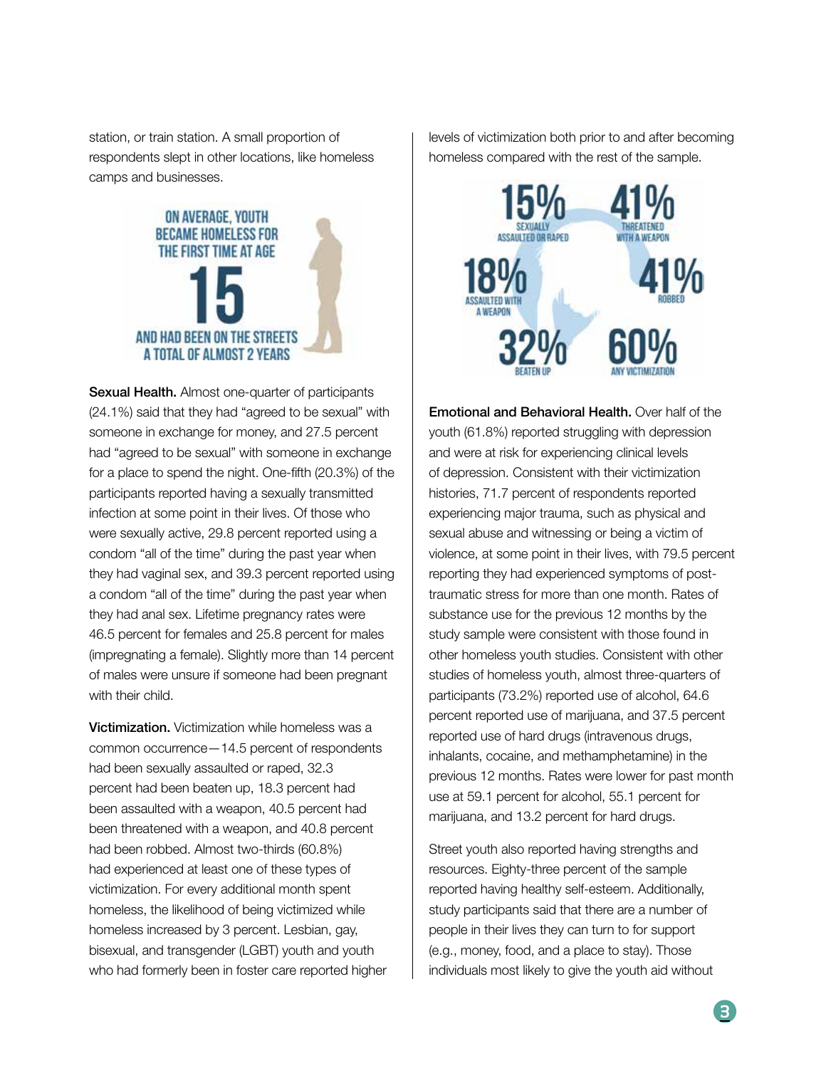station, or train station. A small proportion of respondents slept in other locations, like homeless camps and businesses.

ON AVERAGE, YOUTH BECAME HOMELESS FOR THE FIRST TIME AT AGE

15

AND HAD BEEN ON THE STREETS A TOTAL OF ALMOST 2 YEARS

**Sexual Health.** Almost one-quarter of participants (24.1%) said that they had "agreed to be sexual" with someone in exchange for money, and 27.5 percent had "agreed to be sexual" with someone in exchange for a place to spend the night. One-fifth (20.3%) of the participants reported having a sexually transmitted infection at some point in their lives. Of those who were sexually active, 29.8 percent reported using a condom "all of the time" during the past year when they had vaginal sex, and 39.3 percent reported using a condom "all of the time" during the past year when they had anal sex. Lifetime pregnancy rates were 46.5 percent for females and 25.8 percent for males (impregnating a female). Slightly more than 14 percent of males were unsure if someone had been pregnant with their child.

**Victimization.** Victimization while homeless was a common occurrence—14.5 percent of respondents had been sexually assaulted or raped, 32.3 percent had been beaten up, 18.3 percent had been assaulted with a weapon, 40.5 percent had been threatened with a weapon, and 40.8 percent had been robbed. Almost two-thirds (60.8%) had experienced at least one of these types of victimization. For every additional month spent homeless, the likelihood of being victimized while homeless increased by 3 percent. Lesbian, gay, bisexual, and transgender (LGBT) youth and youth who had formerly been in foster care reported higher levels of victimization both prior to and after becoming homeless compared with the rest of the sample.

15% SEXUALLY ASSAULTED OR RAPED

41% THREATENED WITH A WEAPON

18% ASSAULTED WITH A WEAPON

41% ROBBED

32% BEATEN UP

60% ANY VICTIMIZATION

**Emotional and Behavioral Health.** Over half of the youth (61.8%) reported struggling with depression and were at risk for experiencing clinical levels of depression. Consistent with their victimization histories, 71.7 percent of respondents reported experiencing major trauma, such as physical and sexual abuse and witnessing or being a victim of violence, at some point in their lives, with 79.5 percent reporting they had experienced symptoms of post-traumatic stress for more than one month. Rates of substance use for the previous 12 months by the study sample were consistent with those found in other homeless youth studies. Consistent with other studies of homeless youth, almost three-quarters of participants (73.2%) reported use of alcohol, 64.6 percent reported use of marijuana, and 37.5 percent reported use of hard drugs (intravenous drugs, inhalants, cocaine, and methamphetamine) in the previous 12 months. Rates were lower for past month use at 59.1 percent for alcohol, 55.1 percent for marijuana, and 13.2 percent for hard drugs.

Street youth also reported having strengths and resources. Eighty-three percent of the sample reported having healthy self-esteem. Additionally, study participants said that there are a number of people in their lives they can turn to for support (e.g., money, food, and a place to stay). Those individuals most likely to give the youth aid without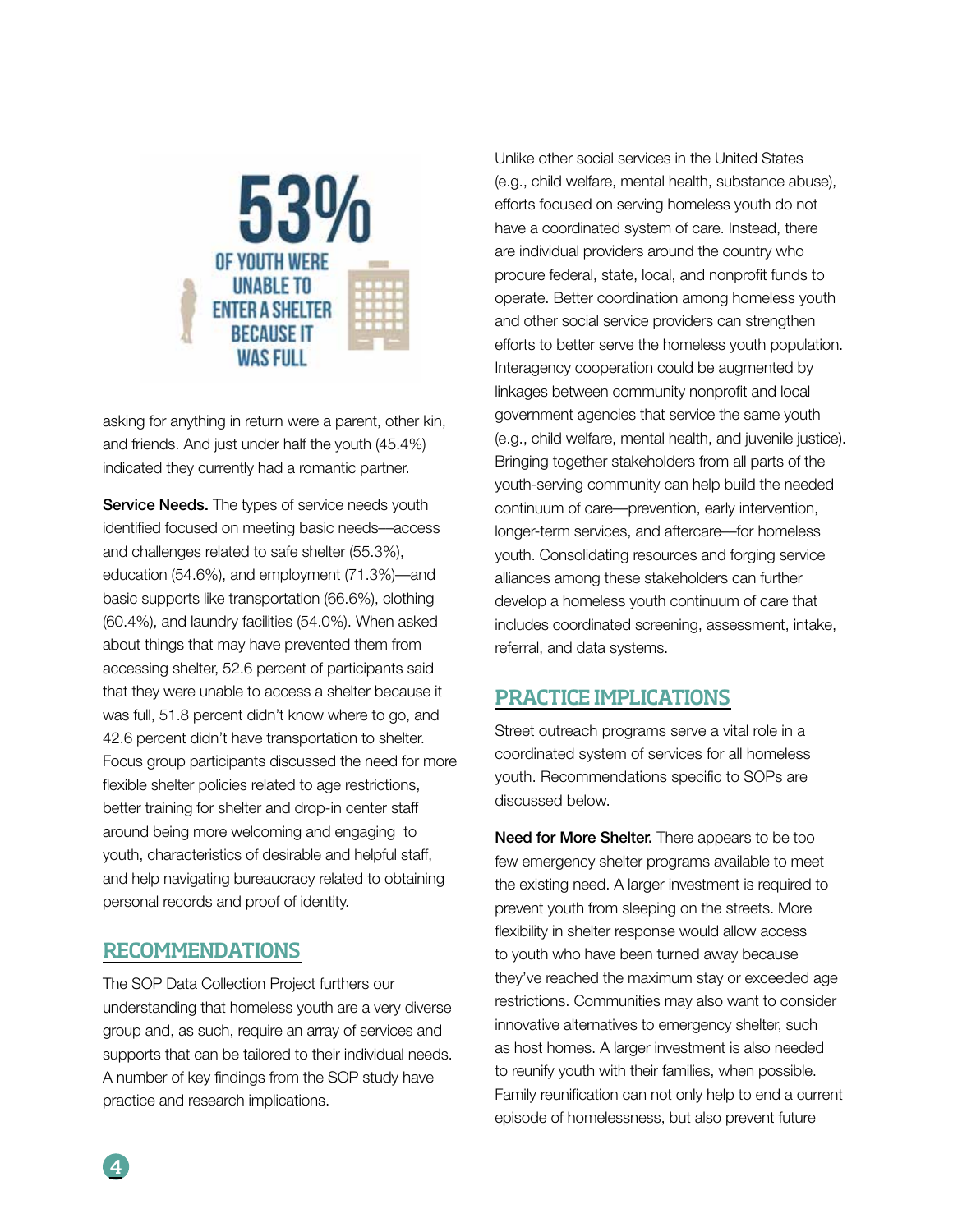53%

OF YOUTH WERE UNABLE TO ENTER A SHELTER BECAUSE IT WAS FULL

asking for anything in return were a parent, other kin, and friends. And just under half the youth (45.4%) indicated they currently had a romantic partner.

**Service Needs.** The types of service needs youth identified focused on meeting basic needs—access and challenges related to safe shelter (55.3%), education (54.6%), and employment (71.3%)—and basic supports like transportation (66.6%), clothing (60.4%), and laundry facilities (54.0%). When asked about things that may have prevented them from accessing shelter, 52.6 percent of participants said that they were unable to access a shelter because it was full, 51.8 percent didn't know where to go, and 42.6 percent didn't have transportation to shelter. Focus group participants discussed the need for more flexible shelter policies related to age restrictions, better training for shelter and drop-in center staff around being more welcoming and engaging to youth, characteristics of desirable and helpful staff, and help navigating bureaucracy related to obtaining personal records and proof of identity.

## RECOMMENDATIONS

The SOP Data Collection Project furthers our understanding that homeless youth are a very diverse group and, as such, require an array of services and supports that can be tailored to their individual needs. A number of key findings from the SOP study have practice and research implications.

Unlike other social services in the United States (e.g., child welfare, mental health, substance abuse), efforts focused on serving homeless youth do not have a coordinated system of care. Instead, there are individual providers around the country who procure federal, state, local, and nonprofit funds to operate. Better coordination among homeless youth and other social service providers can strengthen efforts to better serve the homeless youth population. Interagency cooperation could be augmented by linkages between community nonprofit and local government agencies that service the same youth (e.g., child welfare, mental health, and juvenile justice). Bringing together stakeholders from all parts of the youth-serving community can help build the needed continuum of care—prevention, early intervention, longer-term services, and aftercare—for homeless youth. Consolidating resources and forging service alliances among these stakeholders can further develop a homeless youth continuum of care that includes coordinated screening, assessment, intake, referral, and data systems.

## PRACTICE IMPLICATIONS

Street outreach programs serve a vital role in a coordinated system of services for all homeless youth. Recommendations specific to SOPs are discussed below.

**Need for More Shelter.** There appears to be too few emergency shelter programs available to meet the existing need. A larger investment is required to prevent youth from sleeping on the streets. More flexibility in shelter response would allow access to youth who have been turned away because they've reached the maximum stay or exceeded age restrictions. Communities may also want to consider innovative alternatives to emergency shelter, such as host homes. A larger investment is also needed to reunify youth with their families, when possible. Family reunification can not only help to end a current episode of homelessness, but also prevent future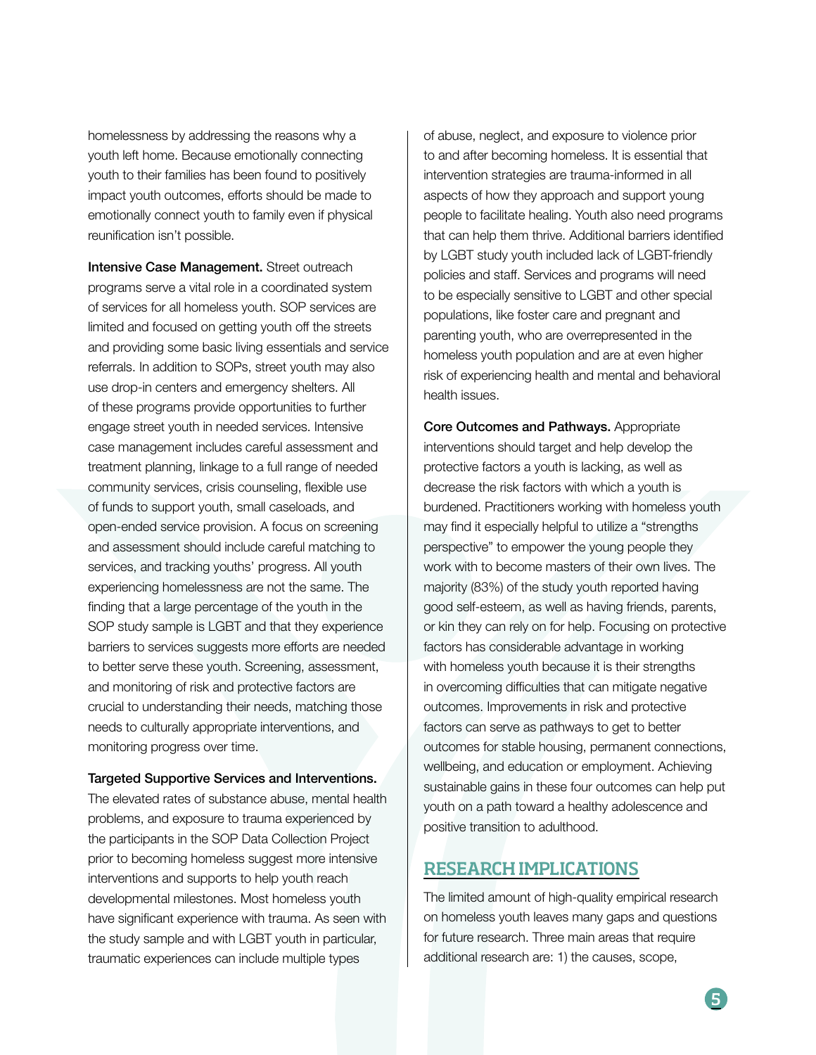homelessness by addressing the reasons why a youth left home. Because emotionally connecting youth to their families has been found to positively impact youth outcomes, efforts should be made to emotionally connect youth to family even if physical reunification isn't possible.

**Intensive Case Management.** Street outreach programs serve a vital role in a coordinated system of services for all homeless youth. SOP services are limited and focused on getting youth off the streets and providing some basic living essentials and service referrals. In addition to SOPs, street youth may also use drop-in centers and emergency shelters. All of these programs provide opportunities to further engage street youth in needed services. Intensive case management includes careful assessment and treatment planning, linkage to a full range of needed community services, crisis counseling, flexible use of funds to support youth, small caseloads, and open-ended service provision. A focus on screening and assessment should include careful matching to services, and tracking youths' progress. All youth experiencing homelessness are not the same. The finding that a large percentage of the youth in the SOP study sample is LGBT and that they experience barriers to services suggests more efforts are needed to better serve these youth. Screening, assessment, and monitoring of risk and protective factors are crucial to understanding their needs, matching those needs to culturally appropriate interventions, and monitoring progress over time.

**Targeted Supportive Services and Interventions.** The elevated rates of substance abuse, mental health problems, and exposure to trauma experienced by the participants in the SOP Data Collection Project prior to becoming homeless suggest more intensive interventions and supports to help youth reach developmental milestones. Most homeless youth have significant experience with trauma. As seen with the study sample and with LGBT youth in particular, traumatic experiences can include multiple types of abuse, neglect, and exposure to violence prior to and after becoming homeless. It is essential that intervention strategies are trauma-informed in all aspects of how they approach and support young people to facilitate healing. Youth also need programs that can help them thrive. Additional barriers identified by LGBT study youth included lack of LGBT-friendly policies and staff. Services and programs will need to be especially sensitive to LGBT and other special populations, like foster care and pregnant and parenting youth, who are overrepresented in the homeless youth population and are at even higher risk of experiencing health and mental and behavioral health issues.

**Core Outcomes and Pathways.** Appropriate interventions should target and help develop the protective factors a youth is lacking, as well as decrease the risk factors with which a youth is burdened. Practitioners working with homeless youth may find it especially helpful to utilize a "strengths perspective" to empower the young people they work with to become masters of their own lives. The majority (83%) of the study youth reported having good self-esteem, as well as having friends, parents, or kin they can rely on for help. Focusing on protective factors has considerable advantage in working with homeless youth because it is their strengths in overcoming difficulties that can mitigate negative outcomes. Improvements in risk and protective factors can serve as pathways to get to better outcomes for stable housing, permanent connections, wellbeing, and education or employment. Achieving sustainable gains in these four outcomes can help put youth on a path toward a healthy adolescence and positive transition to adulthood.

## RESEARCH IMPLICATIONS

The limited amount of high-quality empirical research on homeless youth leaves many gaps and questions for future research. Three main areas that require additional research are: 1) the causes, scope,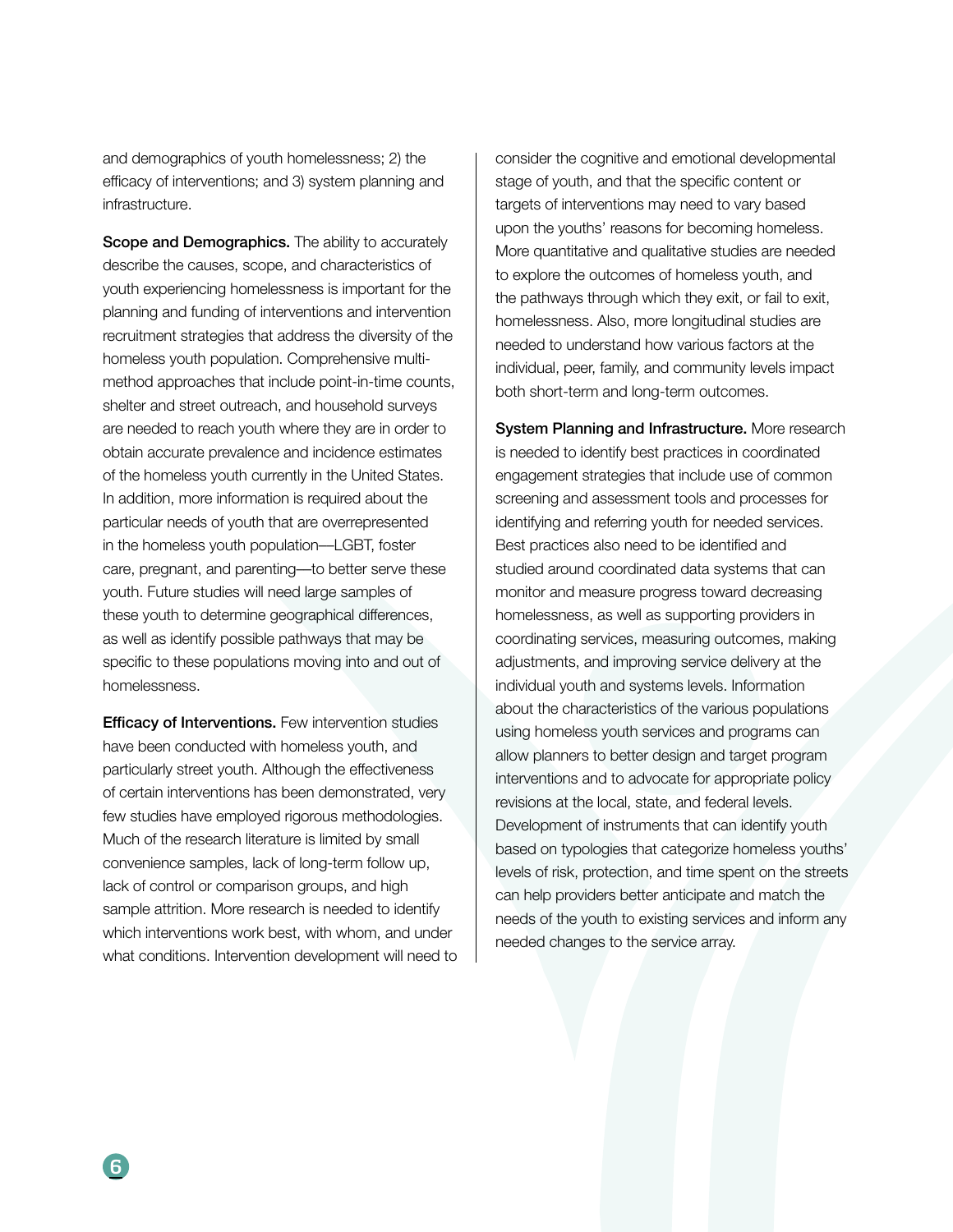and demographics of youth homelessness; 2) the efficacy of interventions; and 3) system planning and infrastructure.

**Scope and Demographics.** The ability to accurately describe the causes, scope, and characteristics of youth experiencing homelessness is important for the planning and funding of interventions and intervention recruitment strategies that address the diversity of the homeless youth population. Comprehensive multi-method approaches that include point-in-time counts, shelter and street outreach, and household surveys are needed to reach youth where they are in order to obtain accurate prevalence and incidence estimates of the homeless youth currently in the United States. In addition, more information is required about the particular needs of youth that are overrepresented in the homeless youth population—LGBT, foster care, pregnant, and parenting—to better serve these youth. Future studies will need large samples of these youth to determine geographical differences, as well as identify possible pathways that may be specific to these populations moving into and out of homelessness.

**Efficacy of Interventions.** Few intervention studies have been conducted with homeless youth, and particularly street youth. Although the effectiveness of certain interventions has been demonstrated, very few studies have employed rigorous methodologies. Much of the research literature is limited by small convenience samples, lack of long-term follow up, lack of control or comparison groups, and high sample attrition. More research is needed to identify which interventions work best, with whom, and under what conditions. Intervention development will need to consider the cognitive and emotional developmental stage of youth, and that the specific content or targets of interventions may need to vary based upon the youths' reasons for becoming homeless. More quantitative and qualitative studies are needed to explore the outcomes of homeless youth, and the pathways through which they exit, or fail to exit, homelessness. Also, more longitudinal studies are needed to understand how various factors at the individual, peer, family, and community levels impact both short-term and long-term outcomes.

**System Planning and Infrastructure.** More research is needed to identify best practices in coordinated engagement strategies that include use of common screening and assessment tools and processes for identifying and referring youth for needed services. Best practices also need to be identified and studied around coordinated data systems that can monitor and measure progress toward decreasing homelessness, as well as supporting providers in coordinating services, measuring outcomes, making adjustments, and improving service delivery at the individual youth and systems levels. Information about the characteristics of the various populations using homeless youth services and programs can allow planners to better design and target program interventions and to advocate for appropriate policy revisions at the local, state, and federal levels. Development of instruments that can identify youth based on typologies that categorize homeless youths' levels of risk, protection, and time spent on the streets can help providers better anticipate and match the needs of the youth to existing services and inform any needed changes to the service array.